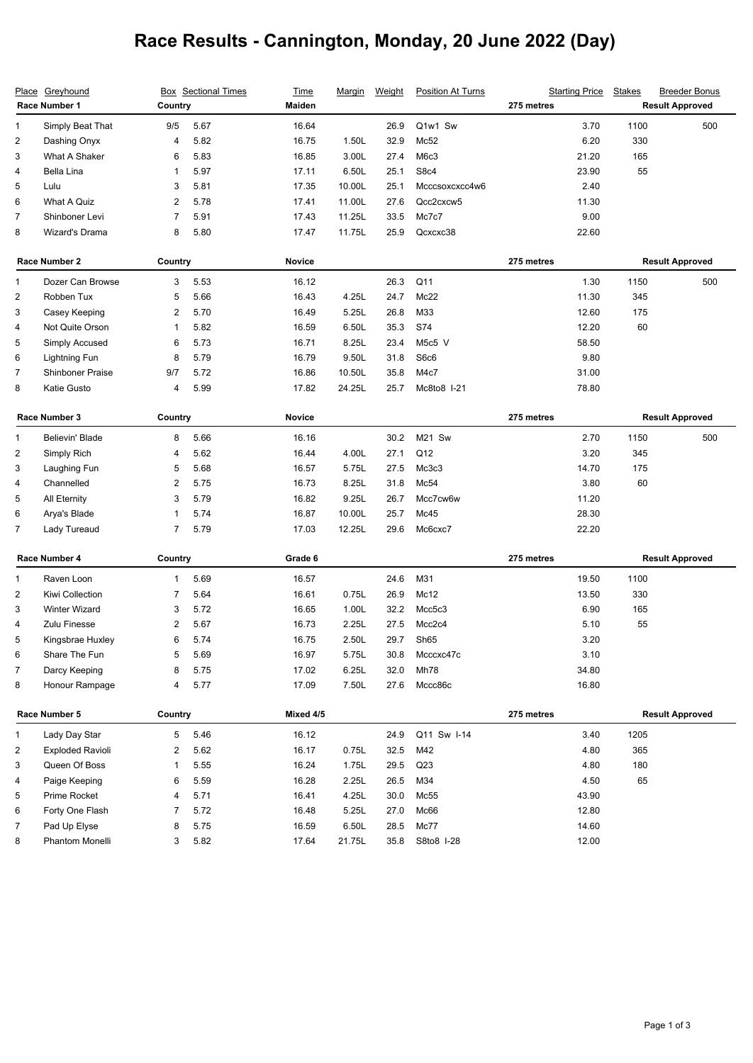# Race Results - Cannington, Monday, 20 June 2022 (Day)

| Place | Greyhound | Box | Sectional Times | Time | Margin | Weight | Position At Turns | Starting Price | Stakes | Breeder Bonus |
|---|---|---|---|---|---|---|---|---|---|---|
| **Race Number 1** | | **Country** | | **Maiden** | | | **275 metres** | | **Result Approved** | |
| 1 | Simply Beat That | 9/5 | 5.67 | 16.64 | | 26.9 | Q1w1 Sw | 3.70 | 1100 | 500 |
| 2 | Dashing Onyx | 4 | 5.82 | 16.75 | 1.50L | 32.9 | Mc52 | 6.20 | 330 | |
| 3 | What A Shaker | 6 | 5.83 | 16.85 | 3.00L | 27.4 | M6c3 | 21.20 | 165 | |
| 4 | Bella Lina | 1 | 5.97 | 17.11 | 6.50L | 25.1 | S8c4 | 23.90 | 55 | |
| 5 | Lulu | 3 | 5.81 | 17.35 | 10.00L | 25.1 | Mcccsoxcxcc4w6 | 2.40 | | |
| 6 | What A Quiz | 2 | 5.78 | 17.41 | 11.00L | 27.6 | Qcc2cxcw5 | 11.30 | | |
| 7 | Shinboner Levi | 7 | 5.91 | 17.43 | 11.25L | 33.5 | Mc7c7 | 9.00 | | |
| 8 | Wizard's Drama | 8 | 5.80 | 17.47 | 11.75L | 25.9 | Qcxcxc38 | 22.60 | | |
| **Race Number 2** | | **Country** | | **Novice** | | | **275 metres** | | **Result Approved** | |
| 1 | Dozer Can Browse | 3 | 5.53 | 16.12 | | 26.3 | Q11 | 1.30 | 1150 | 500 |
| 2 | Robben Tux | 5 | 5.66 | 16.43 | 4.25L | 24.7 | Mc22 | 11.30 | 345 | |
| 3 | Casey Keeping | 2 | 5.70 | 16.49 | 5.25L | 26.8 | M33 | 12.60 | 175 | |
| 4 | Not Quite Orson | 1 | 5.82 | 16.59 | 6.50L | 35.3 | S74 | 12.20 | 60 | |
| 5 | Simply Accused | 6 | 5.73 | 16.71 | 8.25L | 23.4 | M5c5 V | 58.50 | | |
| 6 | Lightning Fun | 8 | 5.79 | 16.79 | 9.50L | 31.8 | S6c6 | 9.80 | | |
| 7 | Shinboner Praise | 9/7 | 5.72 | 16.86 | 10.50L | 35.8 | M4c7 | 31.00 | | |
| 8 | Katie Gusto | 4 | 5.99 | 17.82 | 24.25L | 25.7 | Mc8to8 I-21 | 78.80 | | |
| **Race Number 3** | | **Country** | | **Novice** | | | **275 metres** | | **Result Approved** | |
| 1 | Believin' Blade | 8 | 5.66 | 16.16 | | 30.2 | M21 Sw | 2.70 | 1150 | 500 |
| 2 | Simply Rich | 4 | 5.62 | 16.44 | 4.00L | 27.1 | Q12 | 3.20 | 345 | |
| 3 | Laughing Fun | 5 | 5.68 | 16.57 | 5.75L | 27.5 | Mc3c3 | 14.70 | 175 | |
| 4 | Channelled | 2 | 5.75 | 16.73 | 8.25L | 31.8 | Mc54 | 3.80 | 60 | |
| 5 | All Eternity | 3 | 5.79 | 16.82 | 9.25L | 26.7 | Mcc7cw6w | 11.20 | | |
| 6 | Arya's Blade | 1 | 5.74 | 16.87 | 10.00L | 25.7 | Mc45 | 28.30 | | |
| 7 | Lady Tureaud | 7 | 5.79 | 17.03 | 12.25L | 29.6 | Mc6cxc7 | 22.20 | | |
| **Race Number 4** | | **Country** | | **Grade 6** | | | **275 metres** | | **Result Approved** | |
| 1 | Raven Loon | 1 | 5.69 | 16.57 | | 24.6 | M31 | 19.50 | 1100 | |
| 2 | Kiwi Collection | 7 | 5.64 | 16.61 | 0.75L | 26.9 | Mc12 | 13.50 | 330 | |
| 3 | Winter Wizard | 3 | 5.72 | 16.65 | 1.00L | 32.2 | Mcc5c3 | 6.90 | 165 | |
| 4 | Zulu Finesse | 2 | 5.67 | 16.73 | 2.25L | 27.5 | Mcc2c4 | 5.10 | 55 | |
| 5 | Kingsbrae Huxley | 6 | 5.74 | 16.75 | 2.50L | 29.7 | Sh65 | 3.20 | | |
| 6 | Share The Fun | 5 | 5.69 | 16.97 | 5.75L | 30.8 | Mcccxc47c | 3.10 | | |
| 7 | Darcy Keeping | 8 | 5.75 | 17.02 | 6.25L | 32.0 | Mh78 | 34.80 | | |
| 8 | Honour Rampage | 4 | 5.77 | 17.09 | 7.50L | 27.6 | Mccc86c | 16.80 | | |
| **Race Number 5** | | **Country** | | **Mixed 4/5** | | | **275 metres** | | **Result Approved** | |
| 1 | Lady Day Star | 5 | 5.46 | 16.12 | | 24.9 | Q11 Sw I-14 | 3.40 | 1205 | |
| 2 | Exploded Ravioli | 2 | 5.62 | 16.17 | 0.75L | 32.5 | M42 | 4.80 | 365 | |
| 3 | Queen Of Boss | 1 | 5.55 | 16.24 | 1.75L | 29.5 | Q23 | 4.80 | 180 | |
| 4 | Paige Keeping | 6 | 5.59 | 16.28 | 2.25L | 26.5 | M34 | 4.50 | 65 | |
| 5 | Prime Rocket | 4 | 5.71 | 16.41 | 4.25L | 30.0 | Mc55 | 43.90 | | |
| 6 | Forty One Flash | 7 | 5.72 | 16.48 | 5.25L | 27.0 | Mc66 | 12.80 | | |
| 7 | Pad Up Elyse | 8 | 5.75 | 16.59 | 6.50L | 28.5 | Mc77 | 14.60 | | |
| 8 | Phantom Monelli | 3 | 5.82 | 17.64 | 21.75L | 35.8 | S8to8 I-28 | 12.00 | | |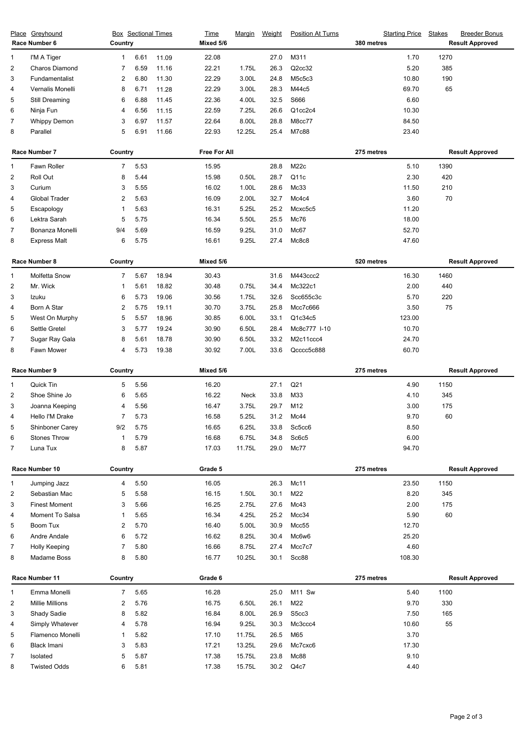| Place | Greyhound | Box | Sectional Times | | Time | Margin | Weight | Position At Turns | Starting Price | Stakes | Breeder Bonus |
|---|---|---|---|---|---|---|---|---|---|---|---|
| **Race Number 6** | | **Country** | | | **Mixed 5/6** | | | | **380 metres** | | **Result Approved** |
| 1 | I'M A Tiger | 1 | 6.61 | 11.09 | 22.08 | | 27.0 | M311 | 1.70 | 1270 | |
| 2 | Charos Diamond | 7 | 6.59 | 11.16 | 22.21 | 1.75L | 26.3 | Q2cc32 | 5.20 | 385 | |
| 3 | Fundamentalist | 2 | 6.80 | 11.30 | 22.29 | 3.00L | 24.8 | M5c5c3 | 10.80 | 190 | |
| 4 | Vernalis Monelli | 8 | 6.71 | 11.28 | 22.29 | 3.00L | 28.3 | M44c5 | 69.70 | 65 | |
| 5 | Still Dreaming | 6 | 6.88 | 11.45 | 22.36 | 4.00L | 32.5 | S666 | 6.60 | | |
| 6 | Ninja Fun | 4 | 6.56 | 11.15 | 22.59 | 7.25L | 26.6 | Q1cc2c4 | 10.30 | | |
| 7 | Whippy Demon | 3 | 6.97 | 11.57 | 22.64 | 8.00L | 28.8 | M8cc77 | 84.50 | | |
| 8 | Parallel | 5 | 6.91 | 11.66 | 22.93 | 12.25L | 25.4 | M7c88 | 23.40 | | |
| **Race Number 7** | | **Country** | | | **Free For All** | | | | **275 metres** | | **Result Approved** |
| 1 | Fawn Roller | 7 | 5.53 | | 15.95 | | 28.8 | M22c | 5.10 | 1390 | |
| 2 | Roll Out | 8 | 5.44 | | 15.98 | 0.50L | 28.7 | Q11c | 2.30 | 420 | |
| 3 | Curium | 3 | 5.55 | | 16.02 | 1.00L | 28.6 | Mc33 | 11.50 | 210 | |
| 4 | Global Trader | 2 | 5.63 | | 16.09 | 2.00L | 32.7 | Mc4c4 | 3.60 | 70 | |
| 5 | Escapology | 1 | 5.63 | | 16.31 | 5.25L | 25.2 | Mcxc5c5 | 11.20 | | |
| 6 | Lektra Sarah | 5 | 5.75 | | 16.34 | 5.50L | 25.5 | Mc76 | 18.00 | | |
| 7 | Bonanza Monelli | 9/4 | 5.69 | | 16.59 | 9.25L | 31.0 | Mc67 | 52.70 | | |
| 8 | Express Malt | 6 | 5.75 | | 16.61 | 9.25L | 27.4 | Mc8c8 | 47.60 | | |
| **Race Number 8** | | **Country** | | | **Mixed 5/6** | | | | **520 metres** | | **Result Approved** |
| 1 | Molfetta Snow | 7 | 5.67 | 18.94 | 30.43 | | 31.6 | M443ccc2 | 16.30 | 1460 | |
| 2 | Mr. Wick | 1 | 5.61 | 18.82 | 30.48 | 0.75L | 34.4 | Mc322c1 | 2.00 | 440 | |
| 3 | Izuku | 6 | 5.73 | 19.06 | 30.56 | 1.75L | 32.6 | Scc655c3c | 5.70 | 220 | |
| 4 | Born A Star | 2 | 5.75 | 19.11 | 30.70 | 3.75L | 25.8 | Mcc7c666 | 3.50 | 75 | |
| 5 | West On Murphy | 5 | 5.57 | 18.96 | 30.85 | 6.00L | 33.1 | Q1c34c5 | 123.00 | | |
| 6 | Settle Gretel | 3 | 5.77 | 19.24 | 30.90 | 6.50L | 28.4 | Mc8c777 I-10 | 10.70 | | |
| 7 | Sugar Ray Gala | 8 | 5.61 | 18.78 | 30.90 | 6.50L | 33.2 | M2c11ccc4 | 24.70 | | |
| 8 | Fawn Mower | 4 | 5.73 | 19.38 | 30.92 | 7.00L | 33.6 | Qcccc5c888 | 60.70 | | |
| **Race Number 9** | | **Country** | | | **Mixed 5/6** | | | | **275 metres** | | **Result Approved** |
| 1 | Quick Tin | 5 | 5.56 | | 16.20 | | 27.1 | Q21 | 4.90 | 1150 | |
| 2 | Shoe Shine Jo | 6 | 5.65 | | 16.22 | Neck | 33.8 | M33 | 4.10 | 345 | |
| 3 | Joanna Keeping | 4 | 5.56 | | 16.47 | 3.75L | 29.7 | M12 | 3.00 | 175 | |
| 4 | Hello I'M Drake | 7 | 5.73 | | 16.58 | 5.25L | 31.2 | Mc44 | 9.70 | 60 | |
| 5 | Shinboner Carey | 9/2 | 5.75 | | 16.65 | 6.25L | 33.8 | Sc5cc6 | 8.50 | | |
| 6 | Stones Throw | 1 | 5.79 | | 16.68 | 6.75L | 34.8 | Sc6c5 | 6.00 | | |
| 7 | Luna Tux | 8 | 5.87 | | 17.03 | 11.75L | 29.0 | Mc77 | 94.70 | | |
| **Race Number 10** | | **Country** | | | **Grade 5** | | | | **275 metres** | | **Result Approved** |
| 1 | Jumping Jazz | 4 | 5.50 | | 16.05 | | 26.3 | Mc11 | 23.50 | 1150 | |
| 2 | Sebastian Mac | 5 | 5.58 | | 16.15 | 1.50L | 30.1 | M22 | 8.20 | 345 | |
| 3 | Finest Moment | 3 | 5.66 | | 16.25 | 2.75L | 27.6 | Mc43 | 2.00 | 175 | |
| 4 | Moment To Salsa | 1 | 5.65 | | 16.34 | 4.25L | 25.2 | Mcc34 | 5.90 | 60 | |
| 5 | Boom Tux | 2 | 5.70 | | 16.40 | 5.00L | 30.9 | Mcc55 | 12.70 | | |
| 6 | Andre Andale | 6 | 5.72 | | 16.62 | 8.25L | 30.4 | Mc6w6 | 25.20 | | |
| 7 | Holly Keeping | 7 | 5.80 | | 16.66 | 8.75L | 27.4 | Mcc7c7 | 4.60 | | |
| 8 | Madame Boss | 8 | 5.80 | | 16.77 | 10.25L | 30.1 | Scc88 | 108.30 | | |
| **Race Number 11** | | **Country** | | | **Grade 6** | | | | **275 metres** | | **Result Approved** |
| 1 | Emma Monelli | 7 | 5.65 | | 16.28 | | 25.0 | M11 Sw | 5.40 | 1100 | |
| 2 | Millie Millions | 2 | 5.76 | | 16.75 | 6.50L | 26.1 | M22 | 9.70 | 330 | |
| 3 | Shady Sadie | 8 | 5.82 | | 16.84 | 8.00L | 26.9 | S5cc3 | 7.50 | 165 | |
| 4 | Simply Whatever | 4 | 5.78 | | 16.94 | 9.25L | 30.3 | Mc3ccc4 | 10.60 | 55 | |
| 5 | Flamenco Monelli | 1 | 5.82 | | 17.10 | 11.75L | 26.5 | M65 | 3.70 | | |
| 6 | Black Imani | 3 | 5.83 | | 17.21 | 13.25L | 29.6 | Mc7cxc6 | 17.30 | | |
| 7 | Isolated | 5 | 5.87 | | 17.38 | 15.75L | 23.8 | Mc88 | 9.10 | | |
| 8 | Twisted Odds | 6 | 5.81 | | 17.38 | 15.75L | 30.2 | Q4c7 | 4.40 | | |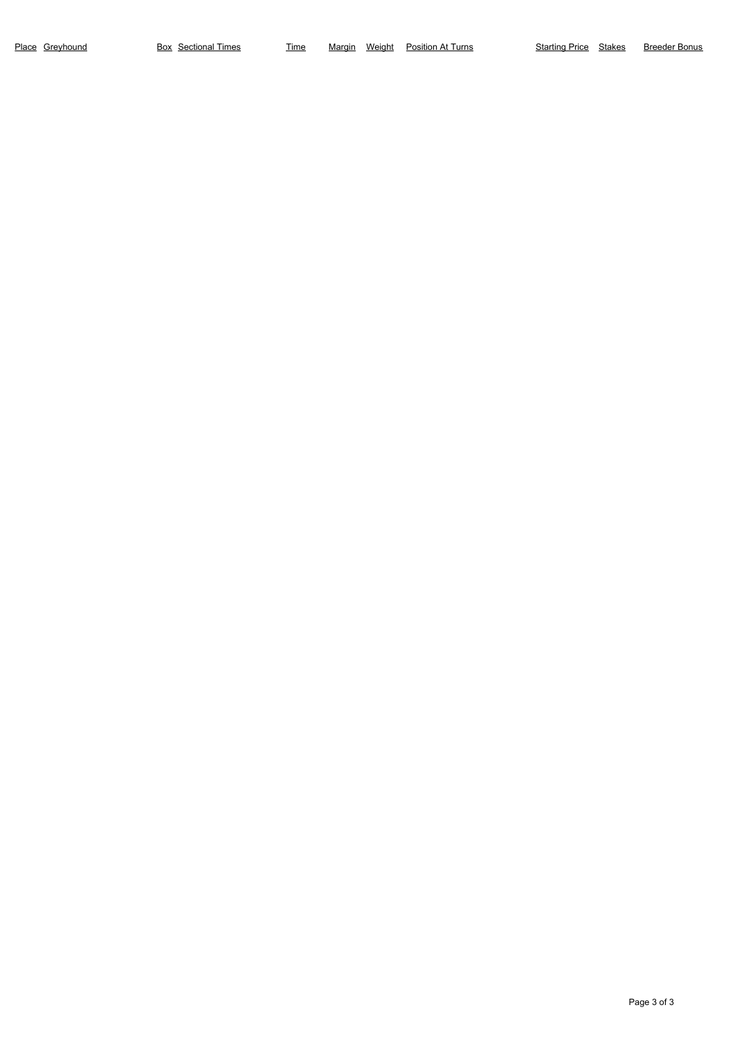| Place | Greyhound | Box | Sectional Times | Time | Margin | Weight | Position At Turns | Starting Price | Stakes | Breeder Bonus |
|---|---|---|---|---|---|---|---|---|---|---|